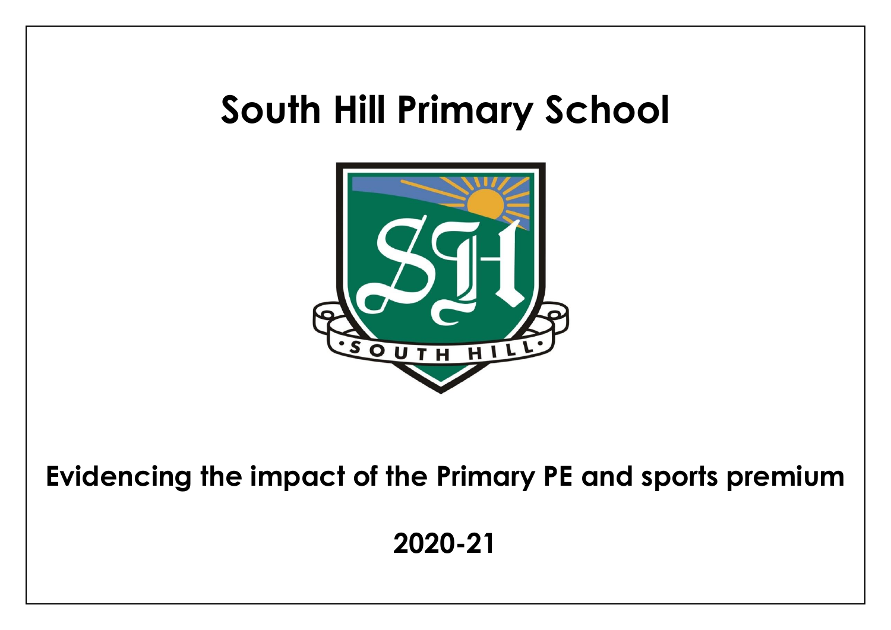# South Hill Primary School

## Evidencing the impact of the Primary PE and sports premium

## 2020-21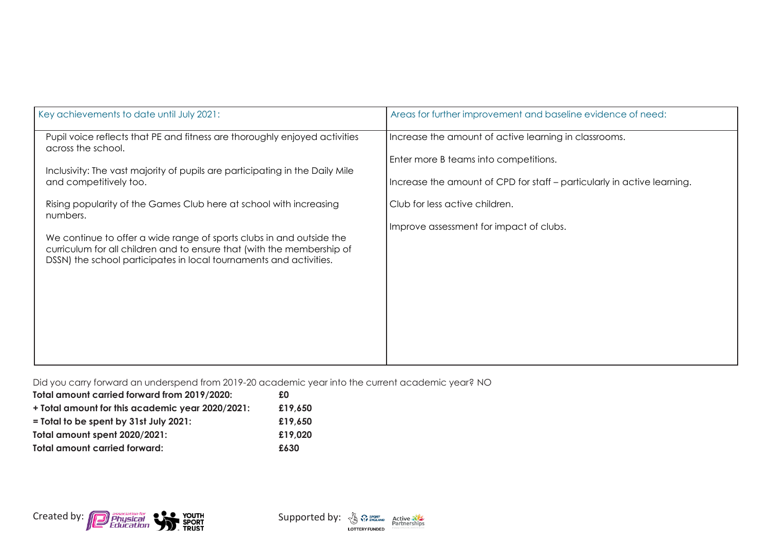| Key achievements to date until July 2021: | Areas for further improvement and baseline evidence of need: |
| --- | --- |
| Pupil voice reflects that PE and fitness are thoroughly enjoyed activities across the school.<br><br>Inclusivity: The vast majority of pupils are participating in the Daily Mile and competitively too.<br><br>Rising popularity of the Games Club here at school with increasing numbers.<br><br>We continue to offer a wide range of sports clubs in and outside the curriculum for all children and to ensure that (with the membership of DSSN) the school participates in local tournaments and activities. | Increase the amount of active learning in classrooms.<br><br>Enter more B teams into competitions.<br><br>Increase the amount of CPD for staff – particularly in active learning.<br><br>Club for less active children.<br><br>Improve assessment for impact of clubs. |

Did you carry forward an underspend from 2019-20 academic year into the current academic year? NO

| | |
| --- | --- |
| **Total amount carried forward from 2019/2020:** | **£0** |
| **+ Total amount for this academic year 2020/2021:** | **£19,650** |
| **= Total to be spent by 31st July 2021:** | **£19,650** |
| **Total amount spent 2020/2021:** | **£19,020** |
| **Total amount carried forward:** | **£630** |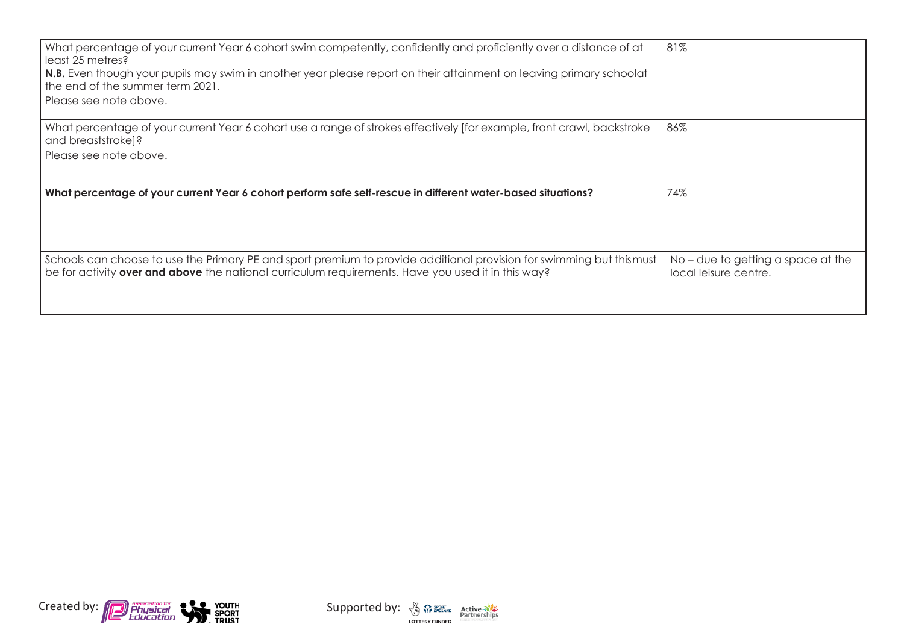| | |
|---|---|
| What percentage of your current Year 6 cohort swim competently, confidently and proficiently over a distance of at least 25 metres?<br>**N.B.** Even though your pupils may swim in another year please report on their attainment on leaving primary schoolat the end of the summer term 2021.<br>Please see note above. | 81% |
| What percentage of your current Year 6 cohort use a range of strokes effectively [for example, front crawl, backstroke and breaststroke]?<br>Please see note above. | 86% |
| **What percentage of your current Year 6 cohort perform safe self-rescue in different water-based situations?** | 74% |
| Schools can choose to use the Primary PE and sport premium to provide additional provision for swimming but thismust be for activity **over and above** the national curriculum requirements. Have you used it in this way? | No – due to getting a space at the local leisure centre. |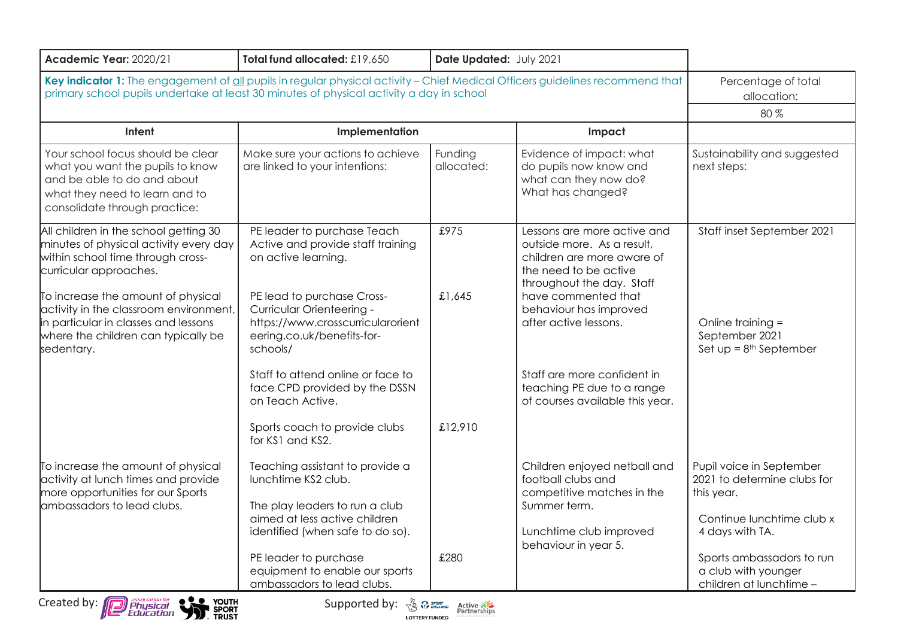| Academic Year: 2020/21 | Total fund allocated: £19,650 | Date Updated: July 2021 | | |
|---|---|---|---|---|
| **Key indicator 1:** The engagement of all pupils in regular physical activity – Chief Medical Officers guidelines recommend that primary school pupils undertake at least 30 minutes of physical activity a day in school | | | | Percentage of total allocation: |
| | | | | 80 % |
| **Intent** | **Implementation** | | **Impact** | |
| Your school focus should be clear what you want the pupils to know and be able to do and about what they need to learn and to consolidate through practice: | Make sure your actions to achieve are linked to your intentions: | Funding allocated: | Evidence of impact: what do pupils now know and what can they now do? What has changed? | Sustainability and suggested next steps: |
| All children in the school getting 30 minutes of physical activity every day within school time through cross-curricular approaches.<br><br>To increase the amount of physical activity in the classroom environment, in particular in classes and lessons where the children can typically be sedentary. | PE leader to purchase Teach Active and provide staff training on active learning.<br><br>PE lead to purchase Cross-Curricular Orienteering - https://www.crosscurricularorienteering.co.uk/benefits-for-schools/<br><br>Staff to attend online or face to face CPD provided by the DSSN on Teach Active.<br><br>Sports coach to provide clubs for KS1 and KS2. | £975<br><br>£1,645<br><br><br><br>£12,910 | Lessons are more active and outside more. As a result, children are more aware of the need to be active throughout the day. Staff have commented that behaviour has improved after active lessons.<br><br>Staff are more confident in teaching PE due to a range of courses available this year. | Staff inset September 2021<br><br>Online training = September 2021<br>Set up = 8th September |
| To increase the amount of physical activity at lunch times and provide more opportunities for our Sports ambassadors to lead clubs. | Teaching assistant to provide a lunchtime KS2 club.<br><br>The play leaders to run a club aimed at less active children identified (when safe to do so).<br><br>PE leader to purchase equipment to enable our sports ambassadors to lead clubs. | <br><br><br><br>£280 | Children enjoyed netball and football clubs and competitive matches in the Summer term.<br><br>Lunchtime club improved behaviour in year 5. | Pupil voice in September 2021 to determine clubs for this year.<br><br>Continue lunchtime club x 4 days with TA.<br><br>Sports ambassadors to run a club with younger children at lunchtime – |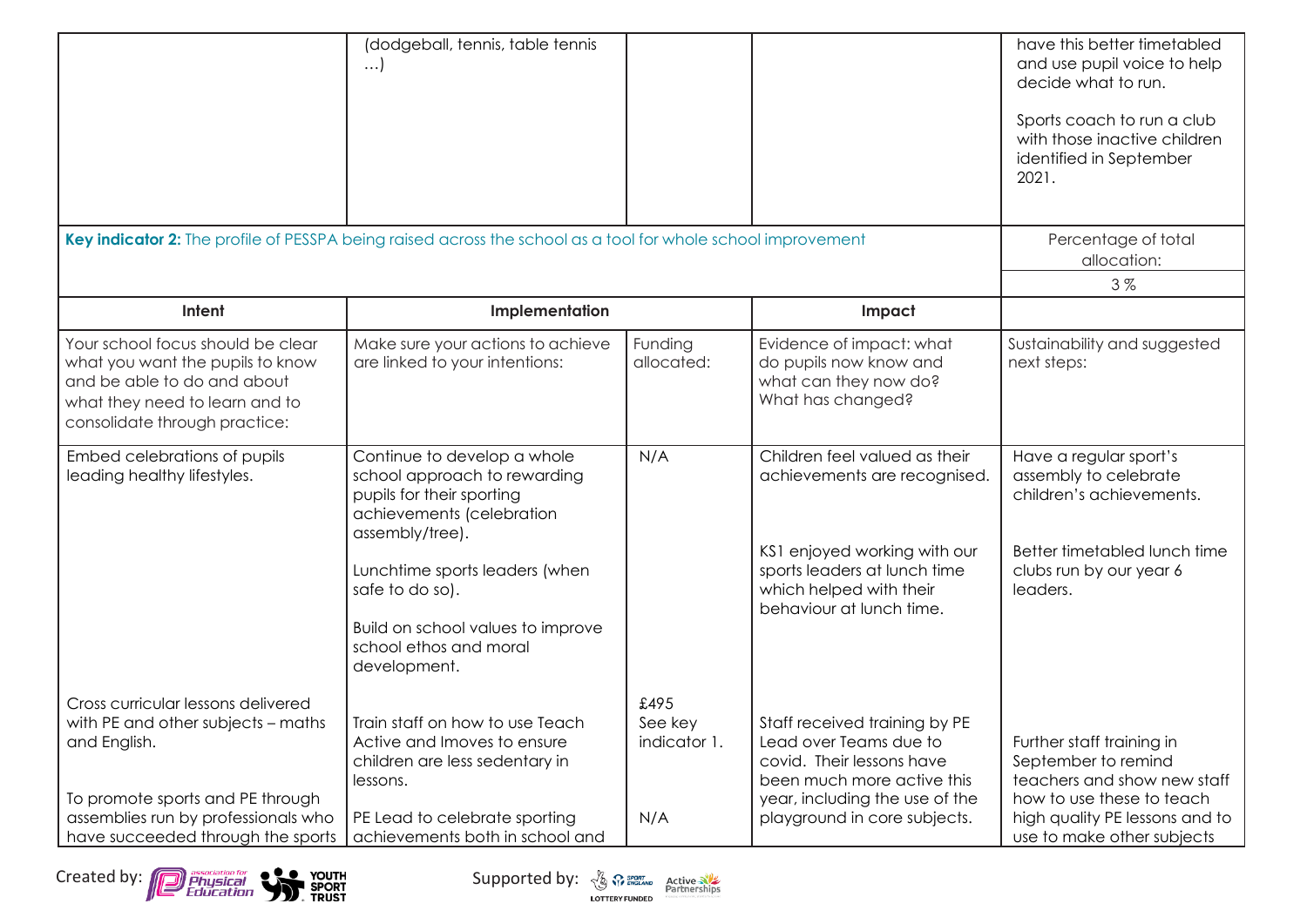| | (dodgeball, tennis, table tennis …) | | | have this better timetabled and use pupil voice to help decide what to run.<br><br>Sports coach to run a club with those inactive children identified in September 2021. |
|---|---|---|---|---|

| **Key indicator 2:** The profile of PESSPA being raised across the school as a tool for whole school improvement | | | | Percentage of total allocation: 3% |
|---|---|---|---|---|
| **Intent** | **Implementation** | | **Impact** | |
| Your school focus should be clear what you want the pupils to know and be able to do and about what they need to learn and to consolidate through practice: | Make sure your actions to achieve are linked to your intentions: | Funding allocated: | Evidence of impact: what do pupils now know and what can they now do? What has changed? | Sustainability and suggested next steps: |
| Embed celebrations of pupils leading healthy lifestyles. | Continue to develop a whole school approach to rewarding pupils for their sporting achievements (celebration assembly/tree).<br><br>Lunchtime sports leaders (when safe to do so).<br><br>Build on school values to improve school ethos and moral development. | N/A | Children feel valued as their achievements are recognised.<br><br>KS1 enjoyed working with our sports leaders at lunch time which helped with their behaviour at lunch time. | Have a regular sport's assembly to celebrate children's achievements.<br><br>Better timetabled lunch time clubs run by our year 6 leaders. |
| Cross curricular lessons delivered with PE and other subjects – maths and English.<br><br>To promote sports and PE through assemblies run by professionals who have succeeded through the sports | Train staff on how to use Teach Active and Imoves to ensure children are less sedentary in lessons.<br><br>PE Lead to celebrate sporting achievements both in school and | £495 See key indicator 1.<br><br>N/A | Staff received training by PE Lead over Teams due to covid. Their lessons have been much more active this year, including the use of the playground in core subjects. | Further staff training in September to remind teachers and show new staff how to use these to teach high quality PE lessons and to use to make other subjects |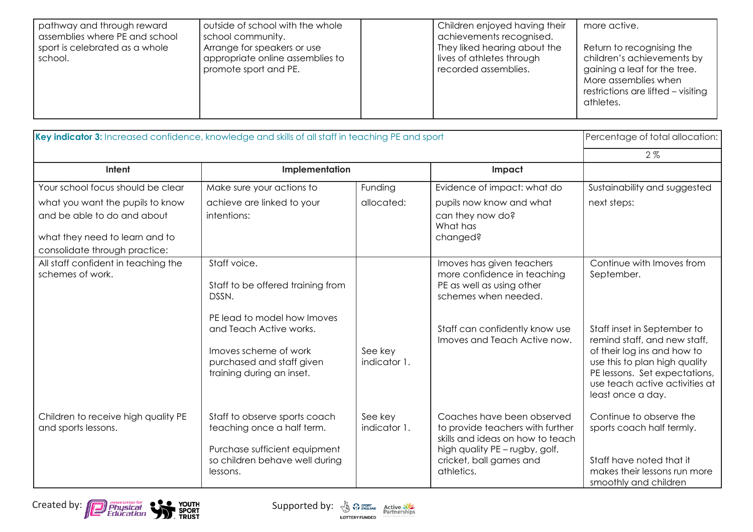| | | | | |
|---|---|---|---|---|
| pathway and through reward assemblies where PE and school sport is celebrated as a whole school. | outside of school with the whole school community. Arrange for speakers or use appropriate online assemblies to promote sport and PE. | | Children enjoyed having their achievements recognised. They liked hearing about the lives of athletes through recorded assemblies. | more active. Return to recognising the children's achievements by gaining a leaf for the tree. More assemblies when restrictions are lifted – visiting athletes. |

| **Key indicator 3:** Increased confidence, knowledge and skills of all staff in teaching PE and sport | | | | Percentage of total allocation: |
|---|---|---|---|---|
| | | | | 2% |
| **Intent** | **Implementation** | | **Impact** | |
| Your school focus should be clear what you want the pupils to know and be able to do and about what they need to learn and to consolidate through practice: | Make sure your actions to achieve are linked to your intentions: | Funding allocated: | Evidence of impact: what do pupils now know and what can they now do? What has changed? | Sustainability and suggested next steps: |
| All staff confident in teaching the schemes of work. | Staff voice. Staff to be offered training from DSSN. PE lead to model how Imoves and Teach Active works. Imoves scheme of work purchased and staff given training during an inset. | See key indicator 1. | Imoves has given teachers more confidence in teaching PE as well as using other schemes when needed. Staff can confidently know use Imoves and Teach Active now. | Continue with Imoves from September. Staff inset in September to remind staff, and new staff, of their log ins and how to use this to plan high quality PE lessons. Set expectations, use teach active activities at least once a day. |
| Children to receive high quality PE and sports lessons. | Staff to observe sports coach teaching once a half term. Purchase sufficient equipment so children behave well during lessons. | See key indicator 1. | Coaches have been observed to provide teachers with further skills and ideas on how to teach high quality PE – rugby, golf, cricket, ball games and athletics. | Continue to observe the sports coach half termly. Staff have noted that it makes their lessons run more smoothly and children |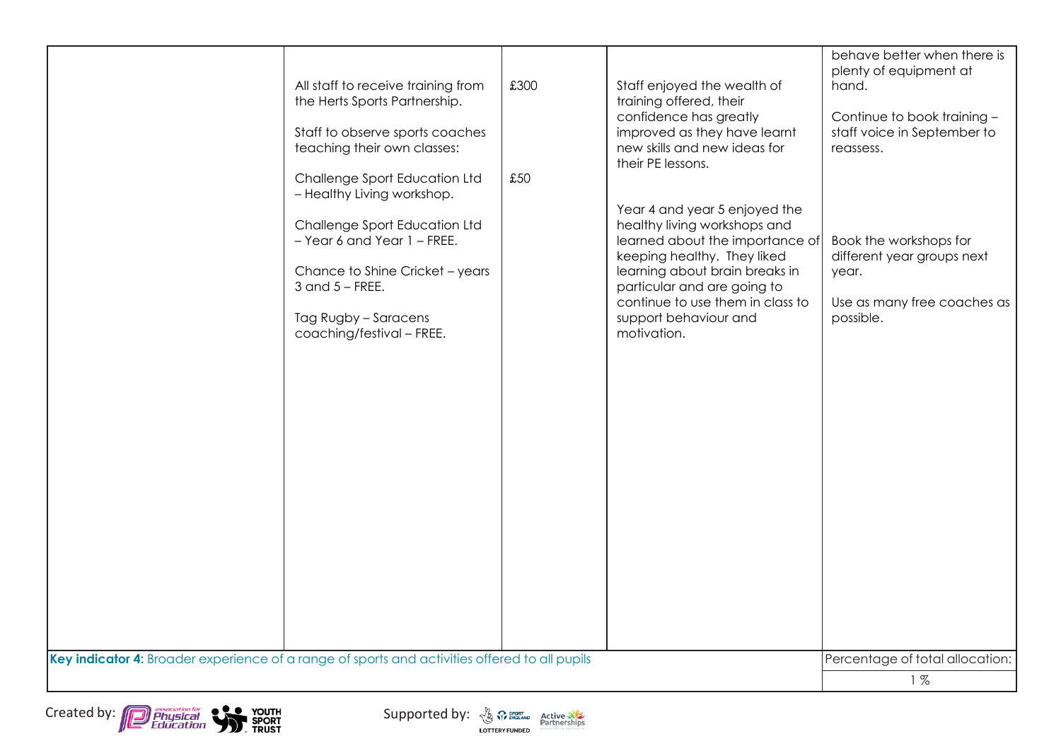| | | | | |
|---|---|---|---|---|
| | All staff to receive training from the Herts Sports Partnership.<br><br>Staff to observe sports coaches teaching their own classes:<br><br>Challenge Sport Education Ltd – Healthy Living workshop.<br><br>Challenge Sport Education Ltd – Year 6 and Year 1 – FREE.<br><br>Chance to Shine Cricket – years 3 and 5 – FREE.<br><br>Tag Rugby – Saracens coaching/festival – FREE. | £300<br><br><br><br>£50 | Staff enjoyed the wealth of training offered, their confidence has greatly improved as they have learnt new skills and new ideas for their PE lessons.<br><br>Year 4 and year 5 enjoyed the healthy living workshops and learned about the importance of keeping healthy. They liked learning about brain breaks in particular and are going to continue to use them in class to support behaviour and motivation. | behave better when there is plenty of equipment at hand.<br><br>Continue to book training – staff voice in September to reassess.<br><br><br><br>Book the workshops for different year groups next year.<br><br>Use as many free coaches as possible. |
| **Key indicator 4:** Broader experience of a range of sports and activities offered to all pupils | | | | Percentage of total allocation: |
| | | | | 1 % |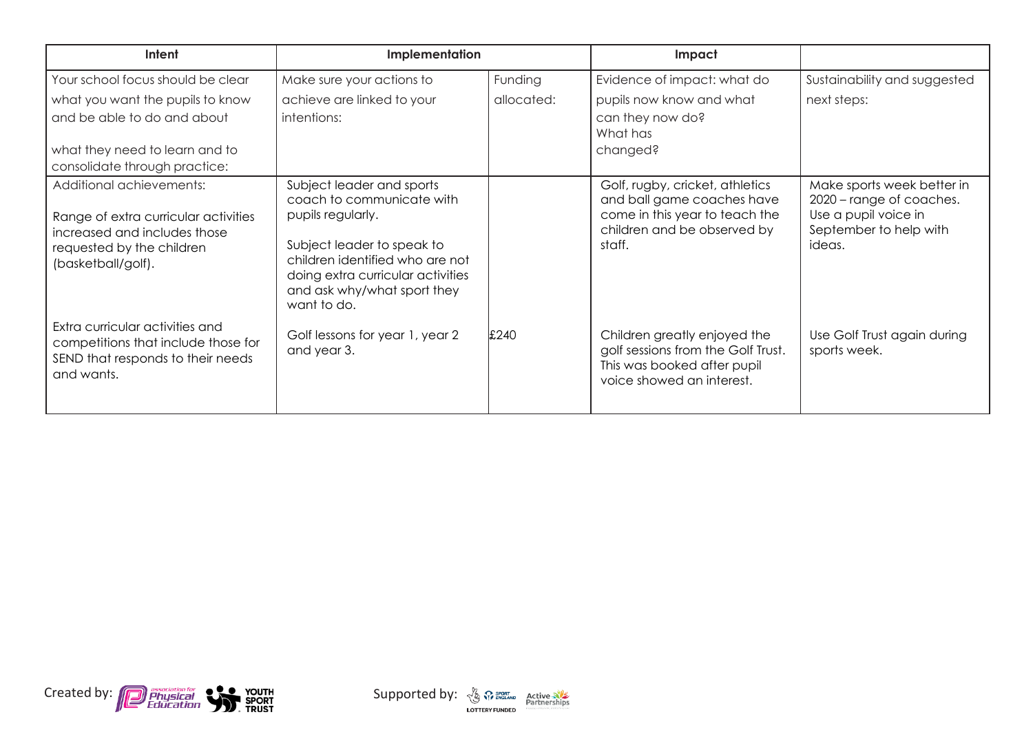| Intent | Implementation | | Impact | |
|---|---|---|---|---|
| Your school focus should be clear what you want the pupils to know and be able to do and about what they need to learn and to consolidate through practice: | Make sure your actions to achieve are linked to your intentions: | Funding allocated: | Evidence of impact: what do pupils now know and what can they now do? What has changed? | Sustainability and suggested next steps: |
| Additional achievements:<br><br>Range of extra curricular activities increased and includes those requested by the children (basketball/golf). | Subject leader and sports coach to communicate with pupils regularly.<br><br>Subject leader to speak to children identified who are not doing extra curricular activities and ask why/what sport they want to do. | | Golf, rugby, cricket, athletics and ball game coaches have come in this year to teach the children and be observed by staff. | Make sports week better in 2020 – range of coaches. Use a pupil voice in September to help with ideas. |
| Extra curricular activities and competitions that include those for SEND that responds to their needs and wants. | Golf lessons for year 1, year 2 and year 3. | £240 | Children greatly enjoyed the golf sessions from the Golf Trust. This was booked after pupil voice showed an interest. | Use Golf Trust again during sports week. |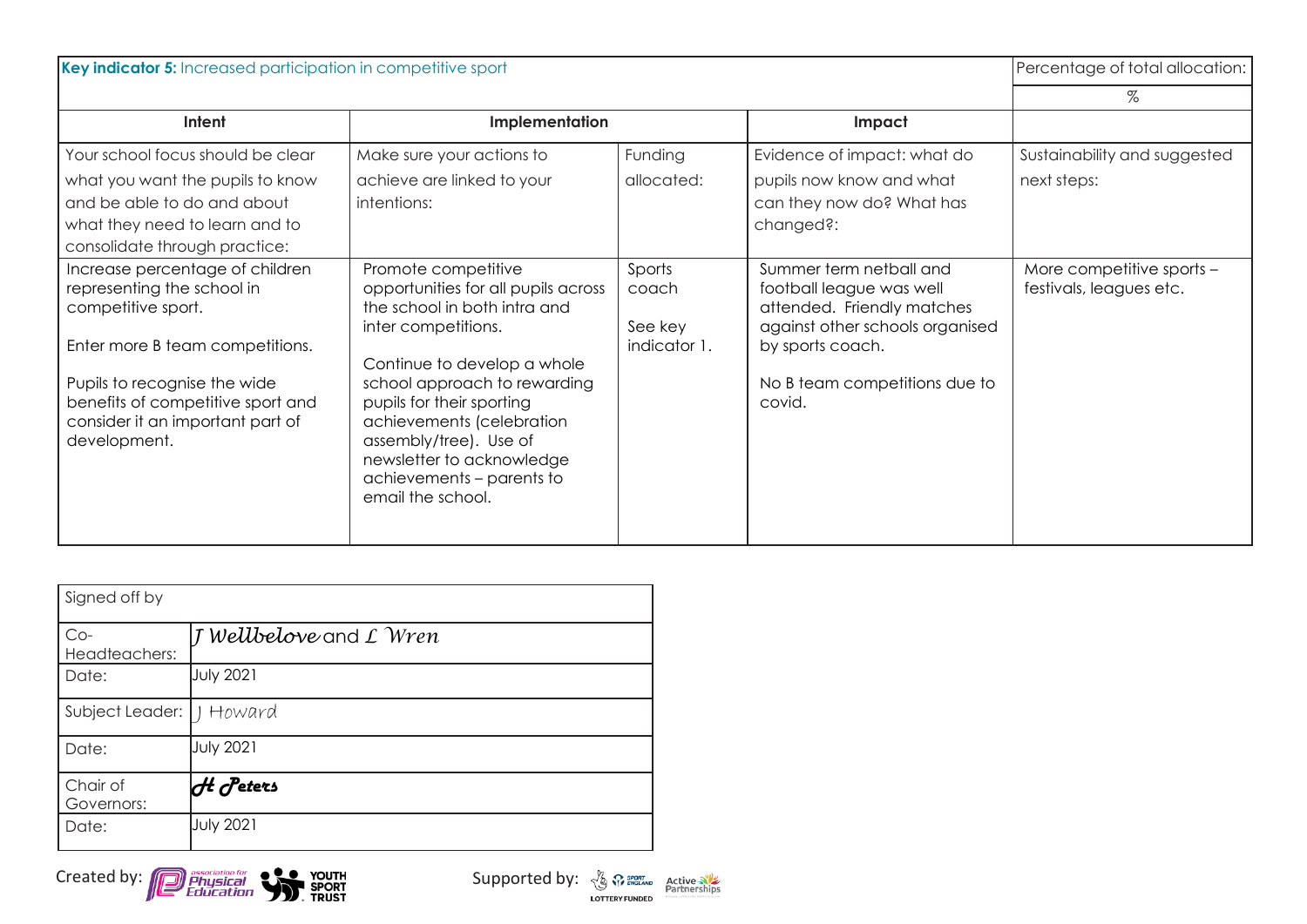| **Key indicator 5:** Increased participation in competitive sport | | | | Percentage of total allocation: |
|---|---|---|---|---|
| | | | | % |
| **Intent** | **Implementation** | | **Impact** | |
| Your school focus should be clear what you want the pupils to know and be able to do and about what they need to learn and to consolidate through practice: | Make sure your actions to achieve are linked to your intentions: | Funding allocated: | Evidence of impact: what do pupils now know and what can they now do? What has changed?: | Sustainability and suggested next steps: |
| Increase percentage of children representing the school in competitive sport.<br><br>Enter more B team competitions.<br><br>Pupils to recognise the wide benefits of competitive sport and consider it an important part of development. | Promote competitive opportunities for all pupils across the school in both intra and inter competitions.<br><br>Continue to develop a whole school approach to rewarding pupils for their sporting achievements (celebration assembly/tree). Use of newsletter to acknowledge achievements – parents to email the school. | Sports coach<br><br>See key indicator 1. | Summer term netball and football league was well attended. Friendly matches against other schools organised by sports coach.<br><br>No B team competitions due to covid. | More competitive sports – festivals, leagues etc. |

| Signed off by | |
|---|---|
| Co-Headteachers: | *J Wellbelove* and *L Wren* |
| Date: | July 2021 |
| Subject Leader: | J Howard |
| Date: | July 2021 |
| Chair of Governors: | *H Peters* |
| Date: | July 2021 |

Created by: association for Physical Education, Youth Sport Trust

Supported by: Sport England, Lottery Funded, Active Partnerships